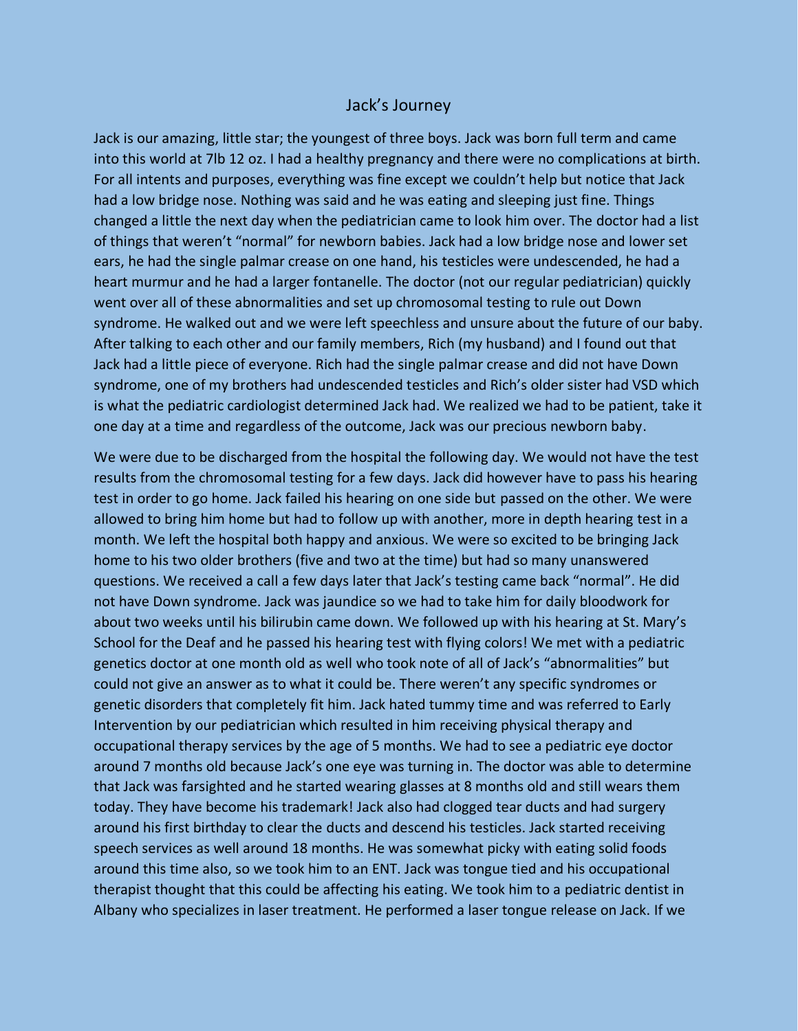# Jack's Journey

Jack is our amazing, little star; the youngest of three boys. Jack was born full term and came into this world at 7lb 12 oz. I had a healthy pregnancy and there were no complications at birth. For all intents and purposes, everything was fine except we couldn't help but notice that Jack had a low bridge nose. Nothing was said and he was eating and sleeping just fine. Things changed a little the next day when the pediatrician came to look him over. The doctor had a list of things that weren't "normal" for newborn babies. Jack had a low bridge nose and lower set ears, he had the single palmar crease on one hand, his testicles were undescended, he had a heart murmur and he had a larger fontanelle. The doctor (not our regular pediatrician) quickly went over all of these abnormalities and set up chromosomal testing to rule out Down syndrome. He walked out and we were left speechless and unsure about the future of our baby. After talking to each other and our family members, Rich (my husband) and I found out that Jack had a little piece of everyone. Rich had the single palmar crease and did not have Down syndrome, one of my brothers had undescended testicles and Rich's older sister had VSD which is what the pediatric cardiologist determined Jack had. We realized we had to be patient, take it one day at a time and regardless of the outcome, Jack was our precious newborn baby.

We were due to be discharged from the hospital the following day. We would not have the test results from the chromosomal testing for a few days. Jack did however have to pass his hearing test in order to go home. Jack failed his hearing on one side but passed on the other. We were allowed to bring him home but had to follow up with another, more in depth hearing test in a month. We left the hospital both happy and anxious. We were so excited to be bringing Jack home to his two older brothers (five and two at the time) but had so many unanswered questions. We received a call a few days later that Jack's testing came back "normal". He did not have Down syndrome. Jack was jaundice so we had to take him for daily bloodwork for about two weeks until his bilirubin came down. We followed up with his hearing at St. Mary's School for the Deaf and he passed his hearing test with flying colors! We met with a pediatric genetics doctor at one month old as well who took note of all of Jack's "abnormalities" but could not give an answer as to what it could be. There weren't any specific syndromes or genetic disorders that completely fit him. Jack hated tummy time and was referred to Early Intervention by our pediatrician which resulted in him receiving physical therapy and occupational therapy services by the age of 5 months. We had to see a pediatric eye doctor around 7 months old because Jack's one eye was turning in. The doctor was able to determine that Jack was farsighted and he started wearing glasses at 8 months old and still wears them today. They have become his trademark! Jack also had clogged tear ducts and had surgery around his first birthday to clear the ducts and descend his testicles. Jack started receiving speech services as well around 18 months. He was somewhat picky with eating solid foods around this time also, so we took him to an ENT. Jack was tongue tied and his occupational therapist thought that this could be affecting his eating. We took him to a pediatric dentist in Albany who specializes in laser treatment. He performed a laser tongue release on Jack. If we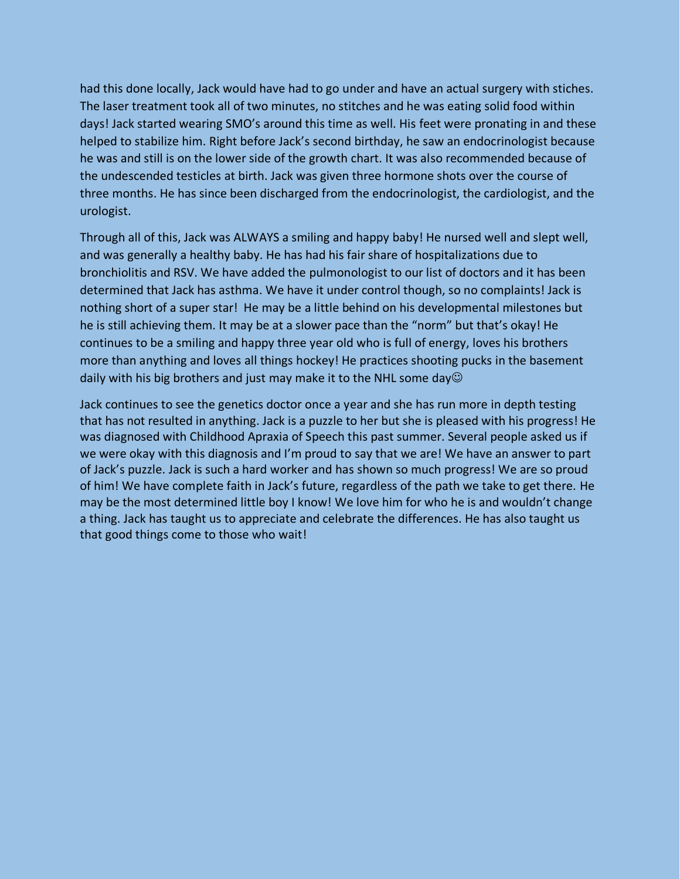had this done locally, Jack would have had to go under and have an actual surgery with stiches. The laser treatment took all of two minutes, no stitches and he was eating solid food within days! Jack started wearing SMO's around this time as well. His feet were pronating in and these helped to stabilize him. Right before Jack's second birthday, he saw an endocrinologist because he was and still is on the lower side of the growth chart. It was also recommended because of the undescended testicles at birth. Jack was given three hormone shots over the course of three months. He has since been discharged from the endocrinologist, the cardiologist, and the urologist.

Through all of this, Jack was ALWAYS a smiling and happy baby! He nursed well and slept well, and was generally a healthy baby. He has had his fair share of hospitalizations due to bronchiolitis and RSV. We have added the pulmonologist to our list of doctors and it has been determined that Jack has asthma. We have it under control though, so no complaints! Jack is nothing short of a super star! He may be a little behind on his developmental milestones but he is still achieving them. It may be at a slower pace than the "norm" but that's okay! He continues to be a smiling and happy three year old who is full of energy, loves his brothers more than anything and loves all things hockey! He practices shooting pucks in the basement daily with his big brothers and just may make it to the NHL some day☺

Jack continues to see the genetics doctor once a year and she has run more in depth testing that has not resulted in anything. Jack is a puzzle to her but she is pleased with his progress! He was diagnosed with Childhood Apraxia of Speech this past summer. Several people asked us if we were okay with this diagnosis and I'm proud to say that we are! We have an answer to part of Jack's puzzle. Jack is such a hard worker and has shown so much progress! We are so proud of him! We have complete faith in Jack's future, regardless of the path we take to get there. He may be the most determined little boy I know! We love him for who he is and wouldn't change a thing. Jack has taught us to appreciate and celebrate the differences. He has also taught us that good things come to those who wait!